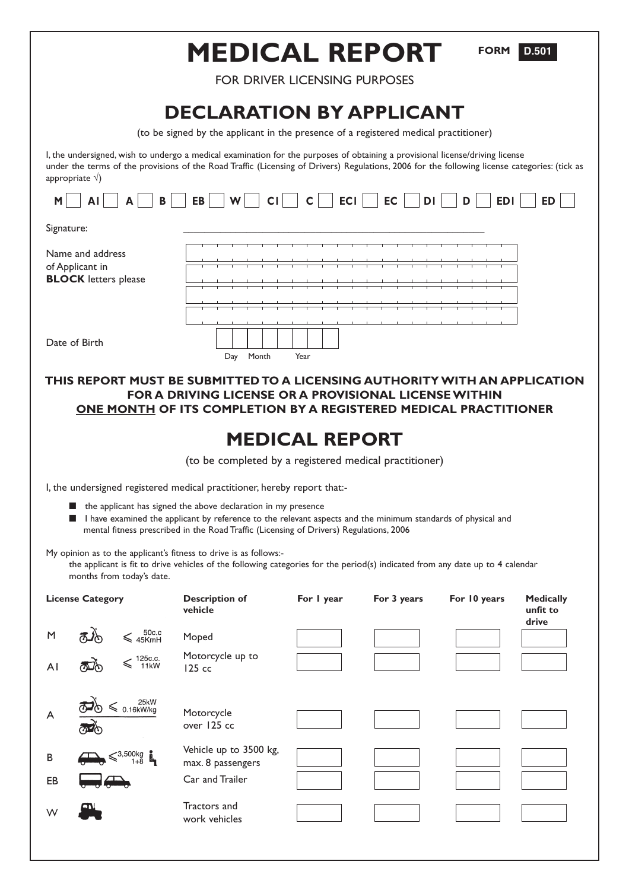# MEDICAL REPORT

**FORM D.501**

FOR DRIVER LICENSING PURPOSES

## DECLARATION BY APPLICANT

(to be signed by the applicant in the presence of a registered medical practitioner)

I, the undersigned, wish to undergo a medical examination for the purposes of obtaining a provisional license/driving license under the terms of the provisions of the Road Traffic (Licensing of Drivers) Regulations, 2006 for the following license categories: (tick as appropriate √)

**M** ☐ **A1** ☐ **A** ☐ **B** ☐ **EB** ☐ **W** ☐ **C1** ☐ **C** ☐ **EC1** ☐ **EC** ☐ **D1** ☐ **D** ☐ **ED1** ☐ **ED** ☐

Signature: ______________________________

Name and address of Applicant in **BLOCK** letters please

Date of Birth

Day Month Year

**THIS REPORT MUST BE SUBMITTED TO A LICENSING AUTHORITY WITH AN APPLICATION FOR A DRIVING LICENSE OR A PROVISIONAL LICENSE WITHIN <u>ONE MONTH</u> OF ITS COMPLETION BY A REGISTERED MEDICAL PRACTITIONER**

## MEDICAL REPORT

(to be completed by a registered medical practitioner)

I, the undersigned registered medical practitioner, hereby report that:-

- the applicant has signed the above declaration in my presence
- I have examined the applicant by reference to the relevant aspects and the minimum standards of physical and mental fitness prescribed in the Road Traffic (Licensing of Drivers) Regulations, 2006

My opinion as to the applicant's fitness to drive is as follows:-

the applicant is fit to drive vehicles of the following categories for the period(s) indicated from any date up to 4 calendar months from today's date.

| License Category | | Description of vehicle | For 1 year | For 3 years | For 10 years | Medically unfit to drive |
|---|---|---|---|---|---|---|
| M | $\leqslant$ 50c.c 45KmH | Moped | | | | |
| A1 | $\leqslant$ 125c.c. 11kW | Motorcycle up to 125 cc | | | | |
| A | $\leqslant$ 25kW 0.16kW/kg | Motorcycle over 125 cc | | | | |
| B | $\leqslant$ 3,500kg 1+8 | Vehicle up to 3500 kg, max. 8 passengers | | | | |
| EB | | Car and Trailer | | | | |
| W | | Tractors and work vehicles | | | | |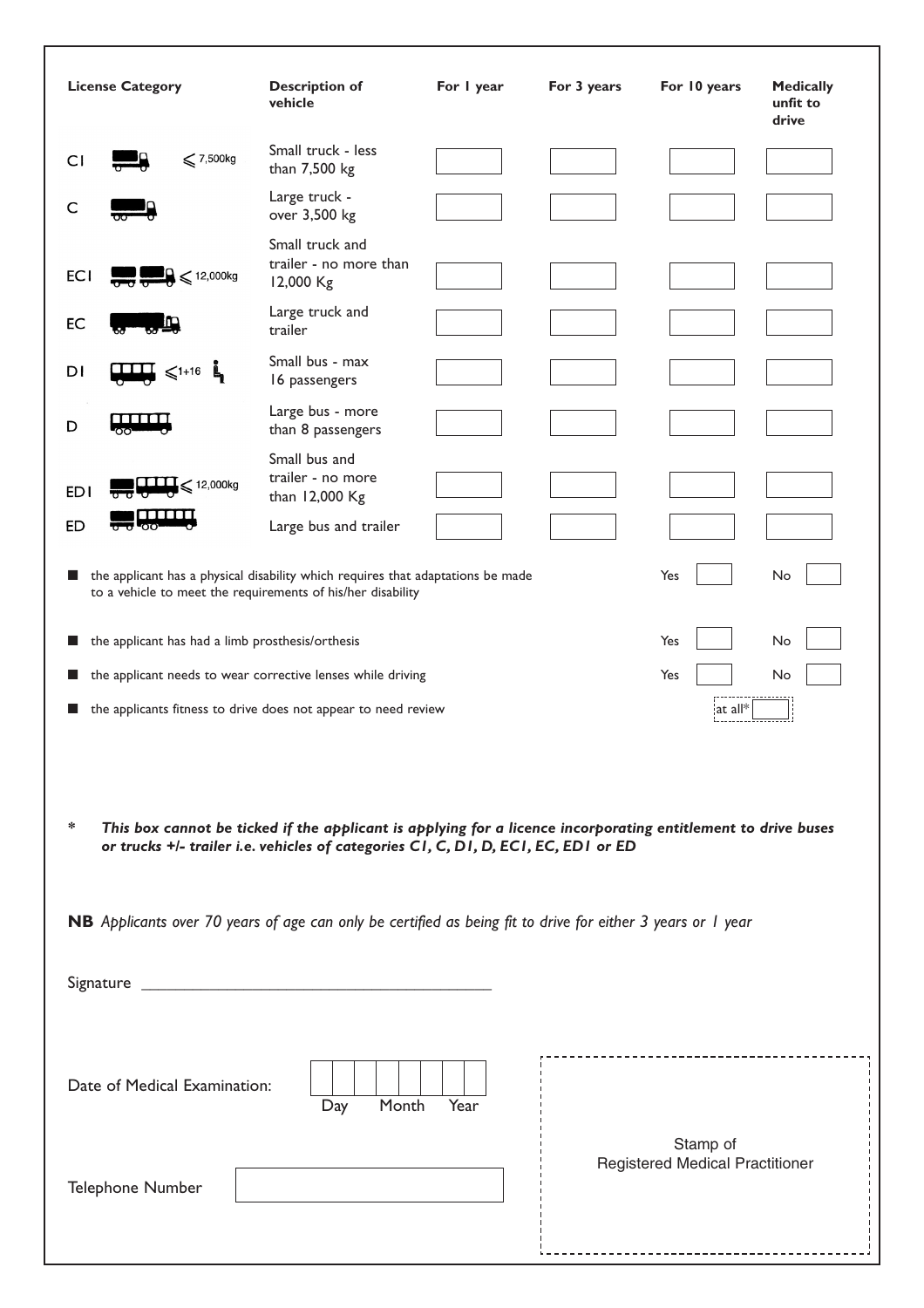| License Category | | Description of vehicle | For 1 year | For 3 years | For 10 years | Medically unfit to drive |
|---|---|---|---|---|---|---|
| C1 | ⩽ 7,500kg | Small truck - less than 7,500 kg | | | | |
| C | | Large truck - over 3,500 kg | | | | |
| EC1 | ⩽ 12,000kg | Small truck and trailer - no more than 12,000 Kg | | | | |
| EC | | Large truck and trailer | | | | |
| D1 | ⩽1+16 | Small bus - max 16 passengers | | | | |
| D | | Large bus - more than 8 passengers | | | | |
| ED1 | ⩽ 12,000kg | Small bus and trailer - no more than 12,000 Kg | | | | |
| ED | | Large bus and trailer | | | | |

- the applicant has a physical disability which requires that adaptations be made to a vehicle to meet the requirements of his/her disability — Yes ☐ No ☐
- the applicant has had a limb prosthesis/orthesis — Yes ☐ No ☐
- the applicant needs to wear corrective lenses while driving — Yes ☐ No ☐
- the applicants fitness to drive does not appear to need review — at all* ☐

\* ***This box cannot be ticked if the applicant is applying for a licence incorporating entitlement to drive buses or trucks +/- trailer i.e. vehicles of categories C1, C, D1, D, EC1, EC, ED1 or ED***

**NB** *Applicants over 70 years of age can only be certified as being fit to drive for either 3 years or 1 year*

Signature ___________________________________

Date of Medical Examination: ☐☐ ☐☐ ☐☐☐☐ (Day Month Year)

Telephone Number ☐

Stamp of Registered Medical Practitioner